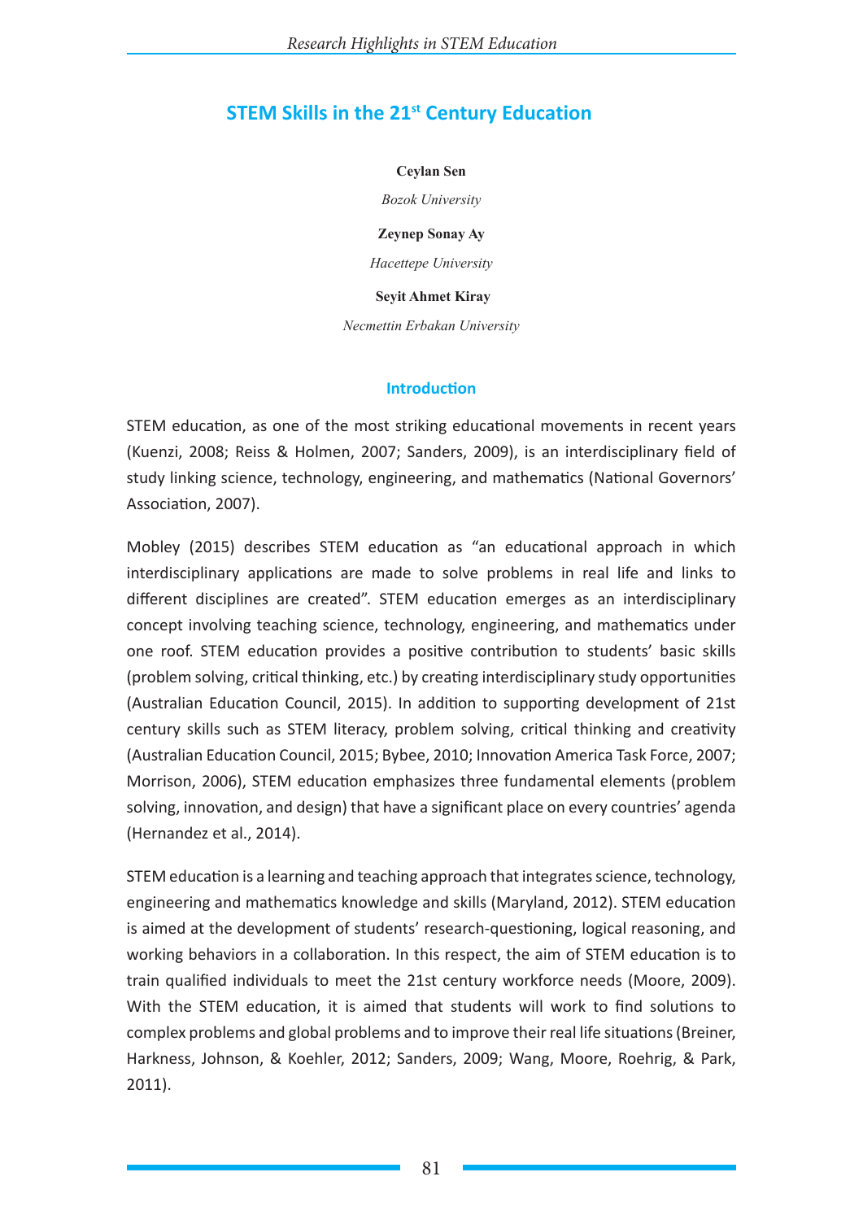# STEM Skills in the 21st Century Education

**Ceylan Sen**

*Bozok University*

**Zeynep Sonay Ay**

*Hacettepe University*

**Seyit Ahmet Kiray**

*Necmettin Erbakan University*

## Introduction

STEM education, as one of the most striking educational movements in recent years (Kuenzi, 2008; Reiss & Holmen, 2007; Sanders, 2009), is an interdisciplinary field of study linking science, technology, engineering, and mathematics (National Governors' Association, 2007).

Mobley (2015) describes STEM education as "an educational approach in which interdisciplinary applications are made to solve problems in real life and links to different disciplines are created". STEM education emerges as an interdisciplinary concept involving teaching science, technology, engineering, and mathematics under one roof. STEM education provides a positive contribution to students' basic skills (problem solving, critical thinking, etc.) by creating interdisciplinary study opportunities (Australian Education Council, 2015). In addition to supporting development of 21st century skills such as STEM literacy, problem solving, critical thinking and creativity (Australian Education Council, 2015; Bybee, 2010; Innovation America Task Force, 2007; Morrison, 2006), STEM education emphasizes three fundamental elements (problem solving, innovation, and design) that have a significant place on every countries' agenda (Hernandez et al., 2014).

STEM education is a learning and teaching approach that integrates science, technology, engineering and mathematics knowledge and skills (Maryland, 2012). STEM education is aimed at the development of students' research-questioning, logical reasoning, and working behaviors in a collaboration. In this respect, the aim of STEM education is to train qualified individuals to meet the 21st century workforce needs (Moore, 2009). With the STEM education, it is aimed that students will work to find solutions to complex problems and global problems and to improve their real life situations (Breiner, Harkness, Johnson, & Koehler, 2012; Sanders, 2009; Wang, Moore, Roehrig, & Park, 2011).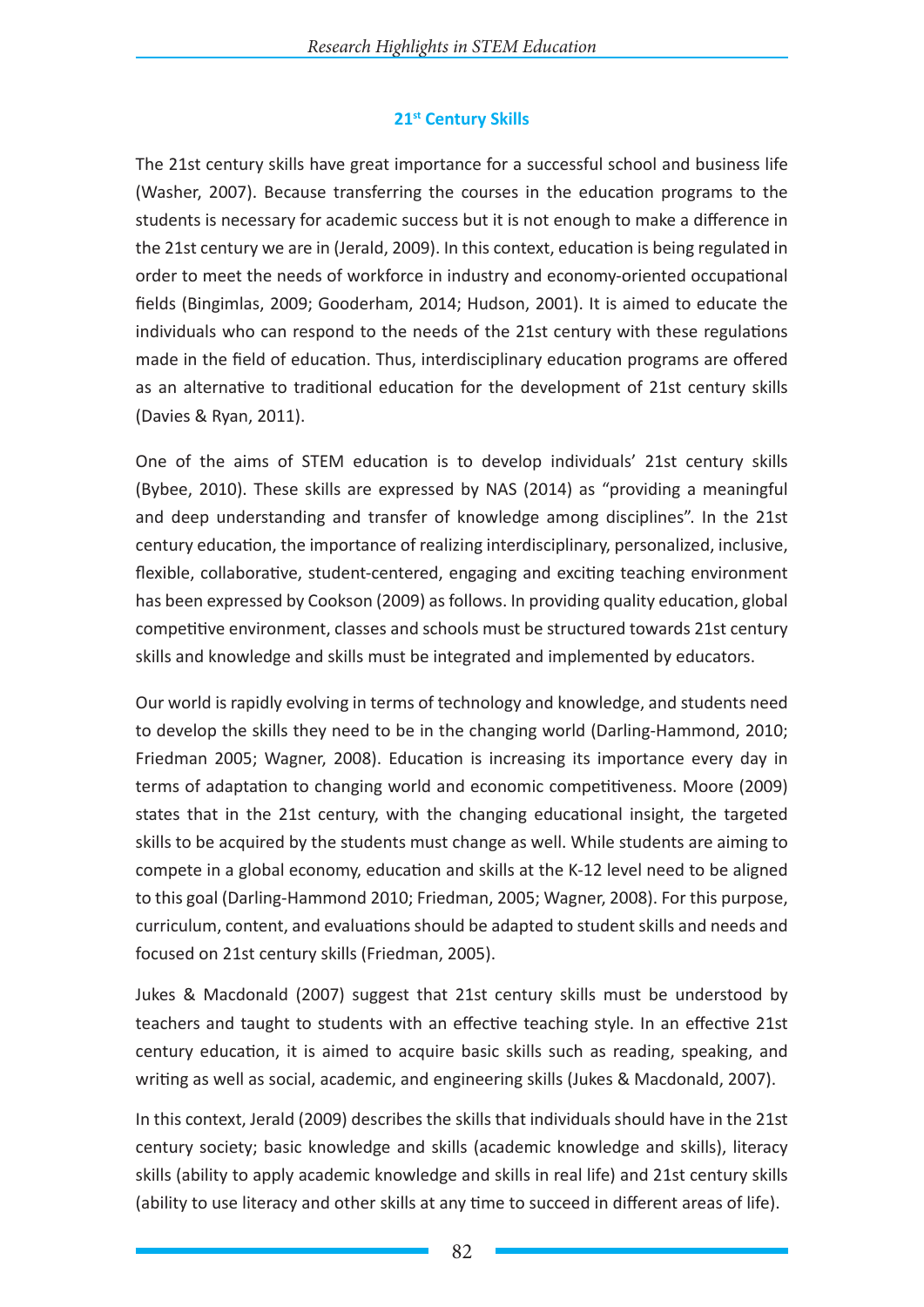## 21st Century Skills

The 21st century skills have great importance for a successful school and business life (Washer, 2007). Because transferring the courses in the education programs to the students is necessary for academic success but it is not enough to make a difference in the 21st century we are in (Jerald, 2009). In this context, education is being regulated in order to meet the needs of workforce in industry and economy-oriented occupational fields (Bingimlas, 2009; Gooderham, 2014; Hudson, 2001). It is aimed to educate the individuals who can respond to the needs of the 21st century with these regulations made in the field of education. Thus, interdisciplinary education programs are offered as an alternative to traditional education for the development of 21st century skills (Davies & Ryan, 2011).

One of the aims of STEM education is to develop individuals' 21st century skills (Bybee, 2010). These skills are expressed by NAS (2014) as "providing a meaningful and deep understanding and transfer of knowledge among disciplines". In the 21st century education, the importance of realizing interdisciplinary, personalized, inclusive, flexible, collaborative, student-centered, engaging and exciting teaching environment has been expressed by Cookson (2009) as follows. In providing quality education, global competitive environment, classes and schools must be structured towards 21st century skills and knowledge and skills must be integrated and implemented by educators.

Our world is rapidly evolving in terms of technology and knowledge, and students need to develop the skills they need to be in the changing world (Darling-Hammond, 2010; Friedman 2005; Wagner, 2008). Education is increasing its importance every day in terms of adaptation to changing world and economic competitiveness. Moore (2009) states that in the 21st century, with the changing educational insight, the targeted skills to be acquired by the students must change as well. While students are aiming to compete in a global economy, education and skills at the K-12 level need to be aligned to this goal (Darling-Hammond 2010; Friedman, 2005; Wagner, 2008). For this purpose, curriculum, content, and evaluations should be adapted to student skills and needs and focused on 21st century skills (Friedman, 2005).

Jukes & Macdonald (2007) suggest that 21st century skills must be understood by teachers and taught to students with an effective teaching style. In an effective 21st century education, it is aimed to acquire basic skills such as reading, speaking, and writing as well as social, academic, and engineering skills (Jukes & Macdonald, 2007).

In this context, Jerald (2009) describes the skills that individuals should have in the 21st century society; basic knowledge and skills (academic knowledge and skills), literacy skills (ability to apply academic knowledge and skills in real life) and 21st century skills (ability to use literacy and other skills at any time to succeed in different areas of life).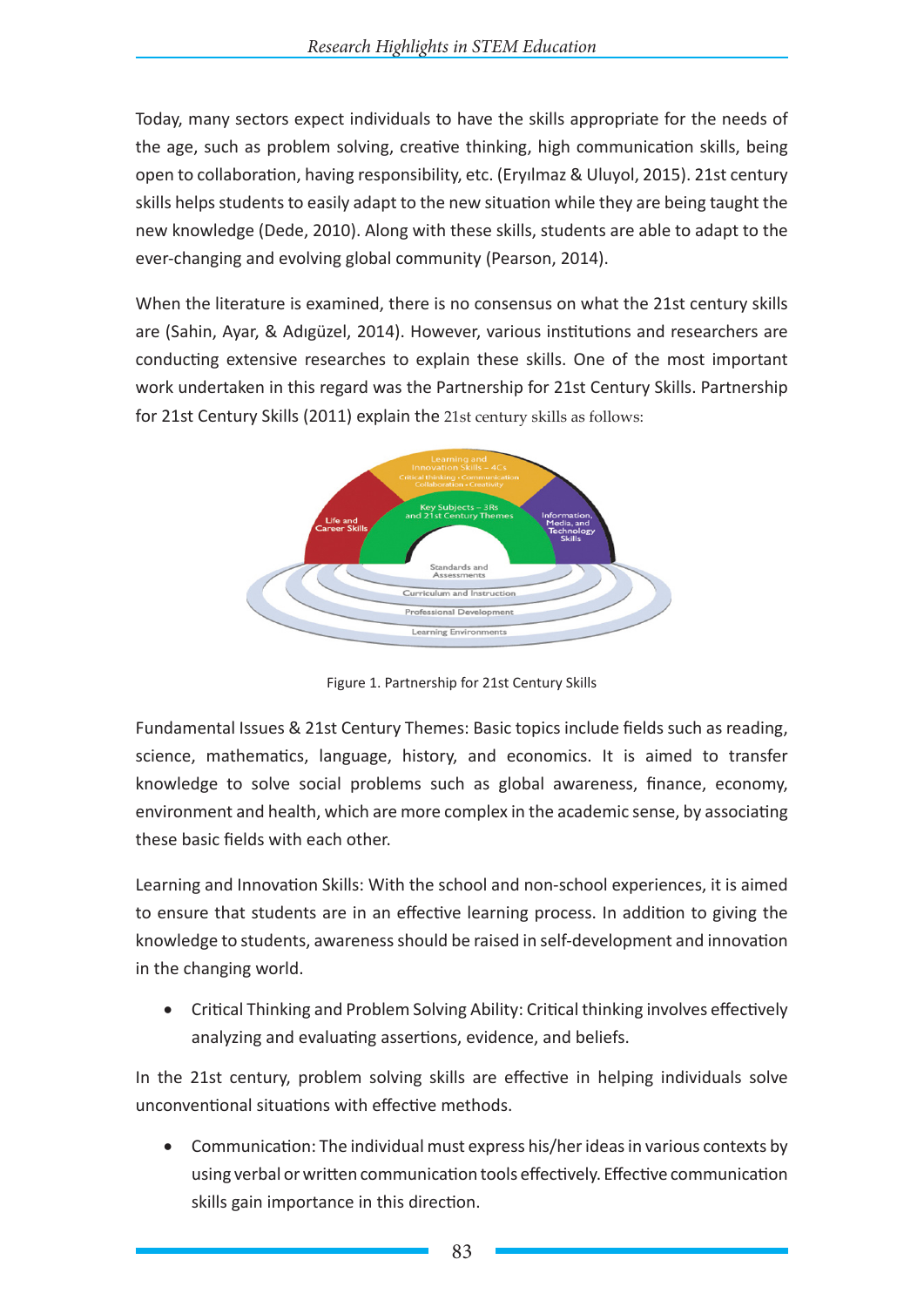Today, many sectors expect individuals to have the skills appropriate for the needs of the age, such as problem solving, creative thinking, high communication skills, being open to collaboration, having responsibility, etc. (Eryılmaz & Uluyol, 2015). 21st century skills helps students to easily adapt to the new situation while they are being taught the new knowledge (Dede, 2010). Along with these skills, students are able to adapt to the ever-changing and evolving global community (Pearson, 2014).

When the literature is examined, there is no consensus on what the 21st century skills are (Sahin, Ayar, & Adıgüzel, 2014). However, various institutions and researchers are conducting extensive researches to explain these skills. One of the most important work undertaken in this regard was the Partnership for 21st Century Skills. Partnership for 21st Century Skills (2011) explain the 21st century skills as follows:

Figure 1. Partnership for 21st Century Skills

Fundamental Issues & 21st Century Themes: Basic topics include fields such as reading, science, mathematics, language, history, and economics. It is aimed to transfer knowledge to solve social problems such as global awareness, finance, economy, environment and health, which are more complex in the academic sense, by associating these basic fields with each other.

Learning and Innovation Skills: With the school and non-school experiences, it is aimed to ensure that students are in an effective learning process. In addition to giving the knowledge to students, awareness should be raised in self-development and innovation in the changing world.

- Critical Thinking and Problem Solving Ability: Critical thinking involves effectively analyzing and evaluating assertions, evidence, and beliefs.

In the 21st century, problem solving skills are effective in helping individuals solve unconventional situations with effective methods.

- Communication: The individual must express his/her ideas in various contexts by using verbal or written communication tools effectively. Effective communication skills gain importance in this direction.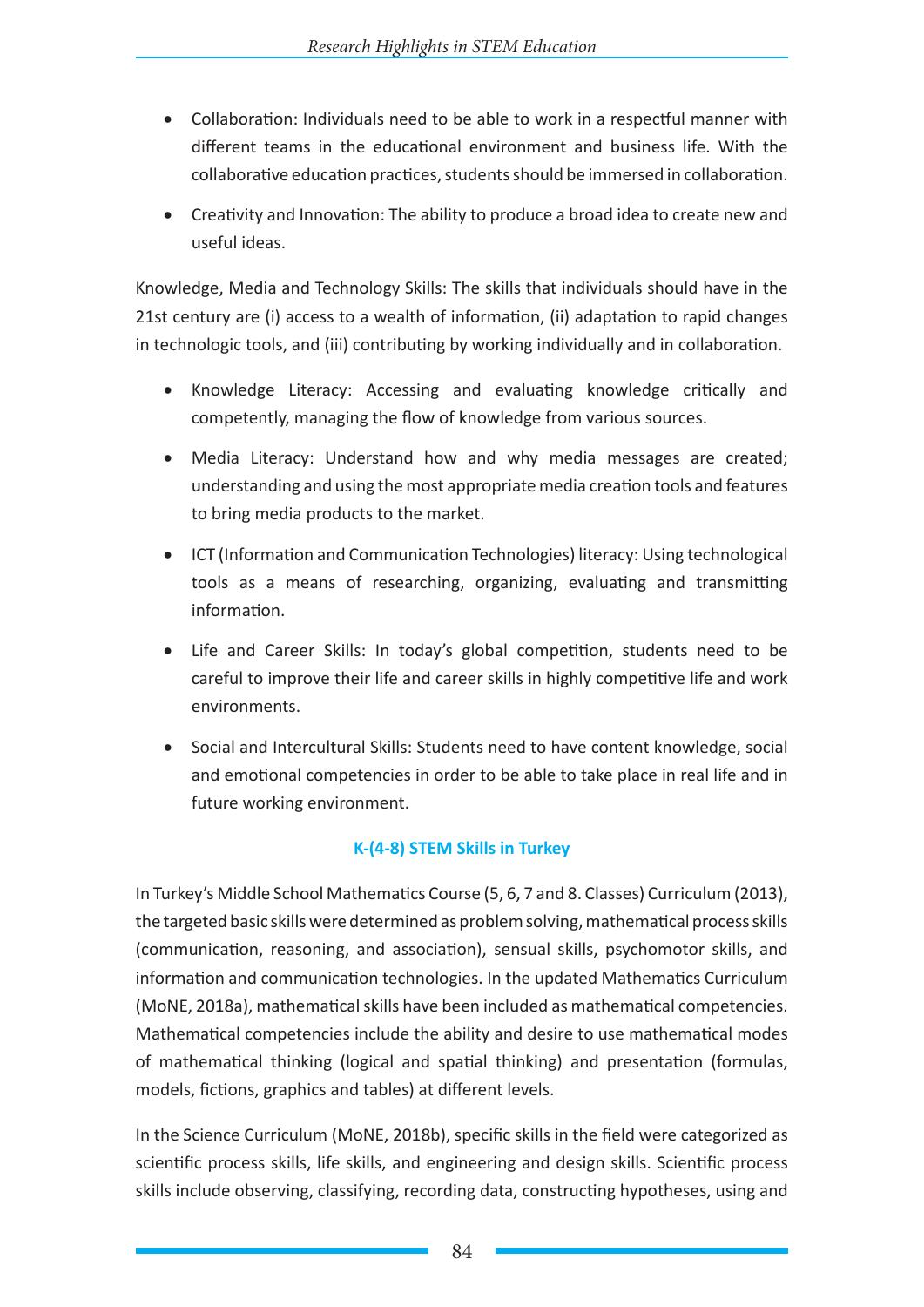- Collaboration: Individuals need to be able to work in a respectful manner with different teams in the educational environment and business life. With the collaborative education practices, students should be immersed in collaboration.
- Creativity and Innovation: The ability to produce a broad idea to create new and useful ideas.

Knowledge, Media and Technology Skills: The skills that individuals should have in the 21st century are (i) access to a wealth of information, (ii) adaptation to rapid changes in technologic tools, and (iii) contributing by working individually and in collaboration.

- Knowledge Literacy: Accessing and evaluating knowledge critically and competently, managing the flow of knowledge from various sources.
- Media Literacy: Understand how and why media messages are created; understanding and using the most appropriate media creation tools and features to bring media products to the market.
- ICT (Information and Communication Technologies) literacy: Using technological tools as a means of researching, organizing, evaluating and transmitting information.
- Life and Career Skills: In today's global competition, students need to be careful to improve their life and career skills in highly competitive life and work environments.
- Social and Intercultural Skills: Students need to have content knowledge, social and emotional competencies in order to be able to take place in real life and in future working environment.

### K-(4-8) STEM Skills in Turkey

In Turkey's Middle School Mathematics Course (5, 6, 7 and 8. Classes) Curriculum (2013), the targeted basic skills were determined as problem solving, mathematical process skills (communication, reasoning, and association), sensual skills, psychomotor skills, and information and communication technologies. In the updated Mathematics Curriculum (MoNE, 2018a), mathematical skills have been included as mathematical competencies. Mathematical competencies include the ability and desire to use mathematical modes of mathematical thinking (logical and spatial thinking) and presentation (formulas, models, fictions, graphics and tables) at different levels.

In the Science Curriculum (MoNE, 2018b), specific skills in the field were categorized as scientific process skills, life skills, and engineering and design skills. Scientific process skills include observing, classifying, recording data, constructing hypotheses, using and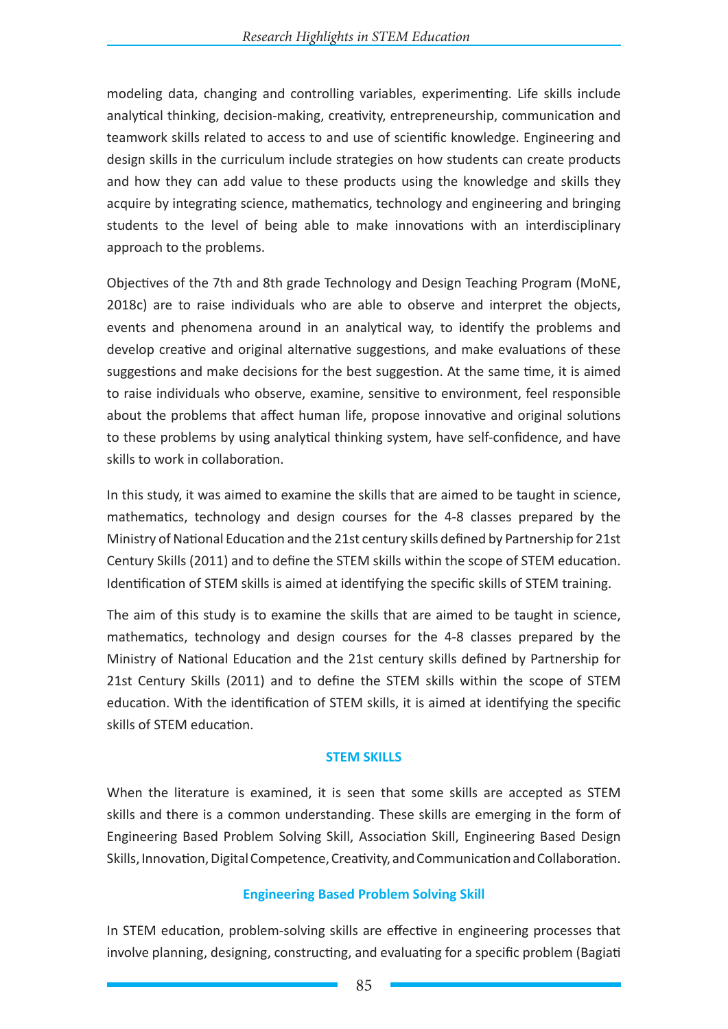modeling data, changing and controlling variables, experimenting. Life skills include analytical thinking, decision-making, creativity, entrepreneurship, communication and teamwork skills related to access to and use of scientific knowledge. Engineering and design skills in the curriculum include strategies on how students can create products and how they can add value to these products using the knowledge and skills they acquire by integrating science, mathematics, technology and engineering and bringing students to the level of being able to make innovations with an interdisciplinary approach to the problems.

Objectives of the 7th and 8th grade Technology and Design Teaching Program (MoNE, 2018c) are to raise individuals who are able to observe and interpret the objects, events and phenomena around in an analytical way, to identify the problems and develop creative and original alternative suggestions, and make evaluations of these suggestions and make decisions for the best suggestion. At the same time, it is aimed to raise individuals who observe, examine, sensitive to environment, feel responsible about the problems that affect human life, propose innovative and original solutions to these problems by using analytical thinking system, have self-confidence, and have skills to work in collaboration.

In this study, it was aimed to examine the skills that are aimed to be taught in science, mathematics, technology and design courses for the 4-8 classes prepared by the Ministry of National Education and the 21st century skills defined by Partnership for 21st Century Skills (2011) and to define the STEM skills within the scope of STEM education. Identification of STEM skills is aimed at identifying the specific skills of STEM training.

The aim of this study is to examine the skills that are aimed to be taught in science, mathematics, technology and design courses for the 4-8 classes prepared by the Ministry of National Education and the 21st century skills defined by Partnership for 21st Century Skills (2011) and to define the STEM skills within the scope of STEM education. With the identification of STEM skills, it is aimed at identifying the specific skills of STEM education.

## STEM SKILLS

When the literature is examined, it is seen that some skills are accepted as STEM skills and there is a common understanding. These skills are emerging in the form of Engineering Based Problem Solving Skill, Association Skill, Engineering Based Design Skills, Innovation, Digital Competence, Creativity, and Communication and Collaboration.

### Engineering Based Problem Solving Skill

In STEM education, problem-solving skills are effective in engineering processes that involve planning, designing, constructing, and evaluating for a specific problem (Bagiati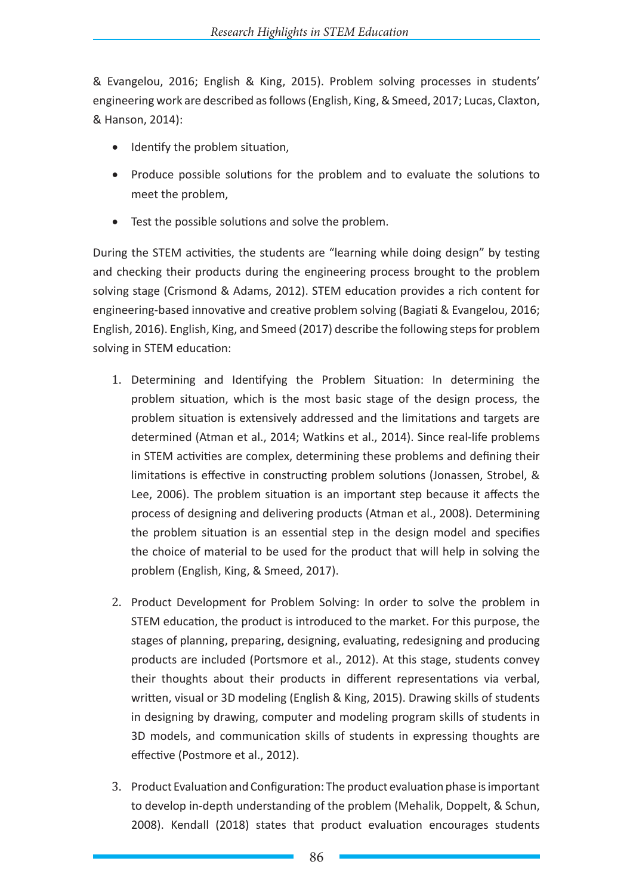& Evangelou, 2016; English & King, 2015). Problem solving processes in students' engineering work are described as follows (English, King, & Smeed, 2017; Lucas, Claxton, & Hanson, 2014):

- Identify the problem situation,
- Produce possible solutions for the problem and to evaluate the solutions to meet the problem,
- Test the possible solutions and solve the problem.

During the STEM activities, the students are "learning while doing design" by testing and checking their products during the engineering process brought to the problem solving stage (Crismond & Adams, 2012). STEM education provides a rich content for engineering-based innovative and creative problem solving (Bagiati & Evangelou, 2016; English, 2016). English, King, and Smeed (2017) describe the following steps for problem solving in STEM education:

1. Determining and Identifying the Problem Situation: In determining the problem situation, which is the most basic stage of the design process, the problem situation is extensively addressed and the limitations and targets are determined (Atman et al., 2014; Watkins et al., 2014). Since real-life problems in STEM activities are complex, determining these problems and defining their limitations is effective in constructing problem solutions (Jonassen, Strobel, & Lee, 2006). The problem situation is an important step because it affects the process of designing and delivering products (Atman et al., 2008). Determining the problem situation is an essential step in the design model and specifies the choice of material to be used for the product that will help in solving the problem (English, King, & Smeed, 2017).

2. Product Development for Problem Solving: In order to solve the problem in STEM education, the product is introduced to the market. For this purpose, the stages of planning, preparing, designing, evaluating, redesigning and producing products are included (Portsmore et al., 2012). At this stage, students convey their thoughts about their products in different representations via verbal, written, visual or 3D modeling (English & King, 2015). Drawing skills of students in designing by drawing, computer and modeling program skills of students in 3D models, and communication skills of students in expressing thoughts are effective (Postmore et al., 2012).

3. Product Evaluation and Configuration: The product evaluation phase is important to develop in-depth understanding of the problem (Mehalik, Doppelt, & Schun, 2008). Kendall (2018) states that product evaluation encourages students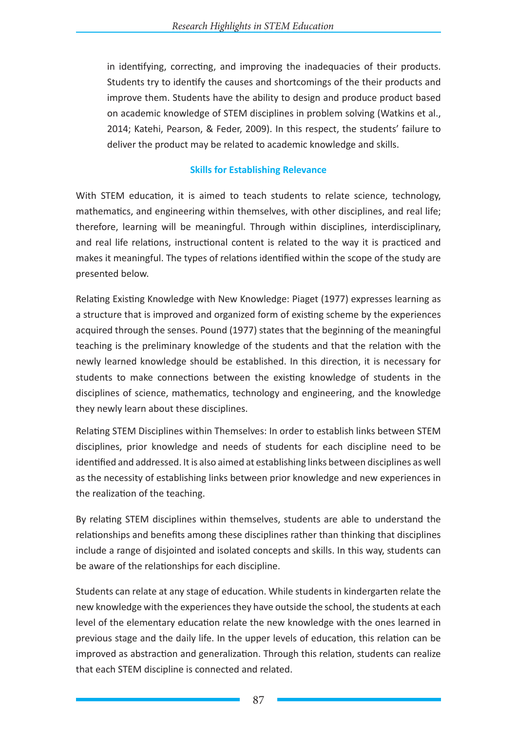in identifying, correcting, and improving the inadequacies of their products. Students try to identify the causes and shortcomings of the their products and improve them. Students have the ability to design and produce product based on academic knowledge of STEM disciplines in problem solving (Watkins et al., 2014; Katehi, Pearson, & Feder, 2009). In this respect, the students' failure to deliver the product may be related to academic knowledge and skills.

### Skills for Establishing Relevance

With STEM education, it is aimed to teach students to relate science, technology, mathematics, and engineering within themselves, with other disciplines, and real life; therefore, learning will be meaningful. Through within disciplines, interdisciplinary, and real life relations, instructional content is related to the way it is practiced and makes it meaningful. The types of relations identified within the scope of the study are presented below.

Relating Existing Knowledge with New Knowledge: Piaget (1977) expresses learning as a structure that is improved and organized form of existing scheme by the experiences acquired through the senses. Pound (1977) states that the beginning of the meaningful teaching is the preliminary knowledge of the students and that the relation with the newly learned knowledge should be established. In this direction, it is necessary for students to make connections between the existing knowledge of students in the disciplines of science, mathematics, technology and engineering, and the knowledge they newly learn about these disciplines.

Relating STEM Disciplines within Themselves: In order to establish links between STEM disciplines, prior knowledge and needs of students for each discipline need to be identified and addressed. It is also aimed at establishing links between disciplines as well as the necessity of establishing links between prior knowledge and new experiences in the realization of the teaching.

By relating STEM disciplines within themselves, students are able to understand the relationships and benefits among these disciplines rather than thinking that disciplines include a range of disjointed and isolated concepts and skills. In this way, students can be aware of the relationships for each discipline.

Students can relate at any stage of education. While students in kindergarten relate the new knowledge with the experiences they have outside the school, the students at each level of the elementary education relate the new knowledge with the ones learned in previous stage and the daily life. In the upper levels of education, this relation can be improved as abstraction and generalization. Through this relation, students can realize that each STEM discipline is connected and related.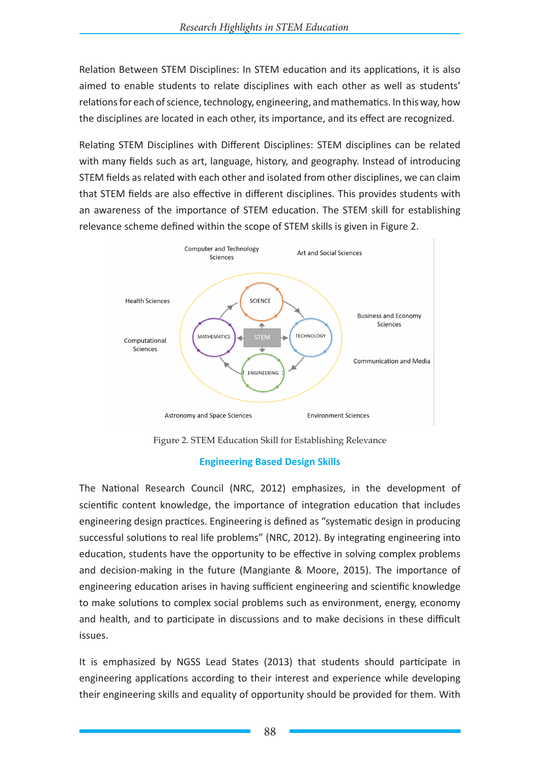Relation Between STEM Disciplines: In STEM education and its applications, it is also aimed to enable students to relate disciplines with each other as well as students' relations for each of science, technology, engineering, and mathematics. In this way, how the disciplines are located in each other, its importance, and its effect are recognized.

Relating STEM Disciplines with Different Disciplines: STEM disciplines can be related with many fields such as art, language, history, and geography. Instead of introducing STEM fields as related with each other and isolated from other disciplines, we can claim that STEM fields are also effective in different disciplines. This provides students with an awareness of the importance of STEM education. The STEM skill for establishing relevance scheme defined within the scope of STEM skills is given in Figure 2.

Computer and Technology Sciences

Art and Social Sciences

Health Sciences

SCIENCE

Business and Economy Sciences

MATHEMATICS

STEM

TECHNOLOGY

Computational Sciences

ENGINEERING

Communication and Media

Astronomy and Space Sciences

Environment Sciences

Figure 2. STEM Education Skill for Establishing Relevance

## Engineering Based Design Skills

The National Research Council (NRC, 2012) emphasizes, in the development of scientific content knowledge, the importance of integration education that includes engineering design practices. Engineering is defined as "systematic design in producing successful solutions to real life problems" (NRC, 2012). By integrating engineering into education, students have the opportunity to be effective in solving complex problems and decision-making in the future (Mangiante & Moore, 2015). The importance of engineering education arises in having sufficient engineering and scientific knowledge to make solutions to complex social problems such as environment, energy, economy and health, and to participate in discussions and to make decisions in these difficult issues.

It is emphasized by NGSS Lead States (2013) that students should participate in engineering applications according to their interest and experience while developing their engineering skills and equality of opportunity should be provided for them. With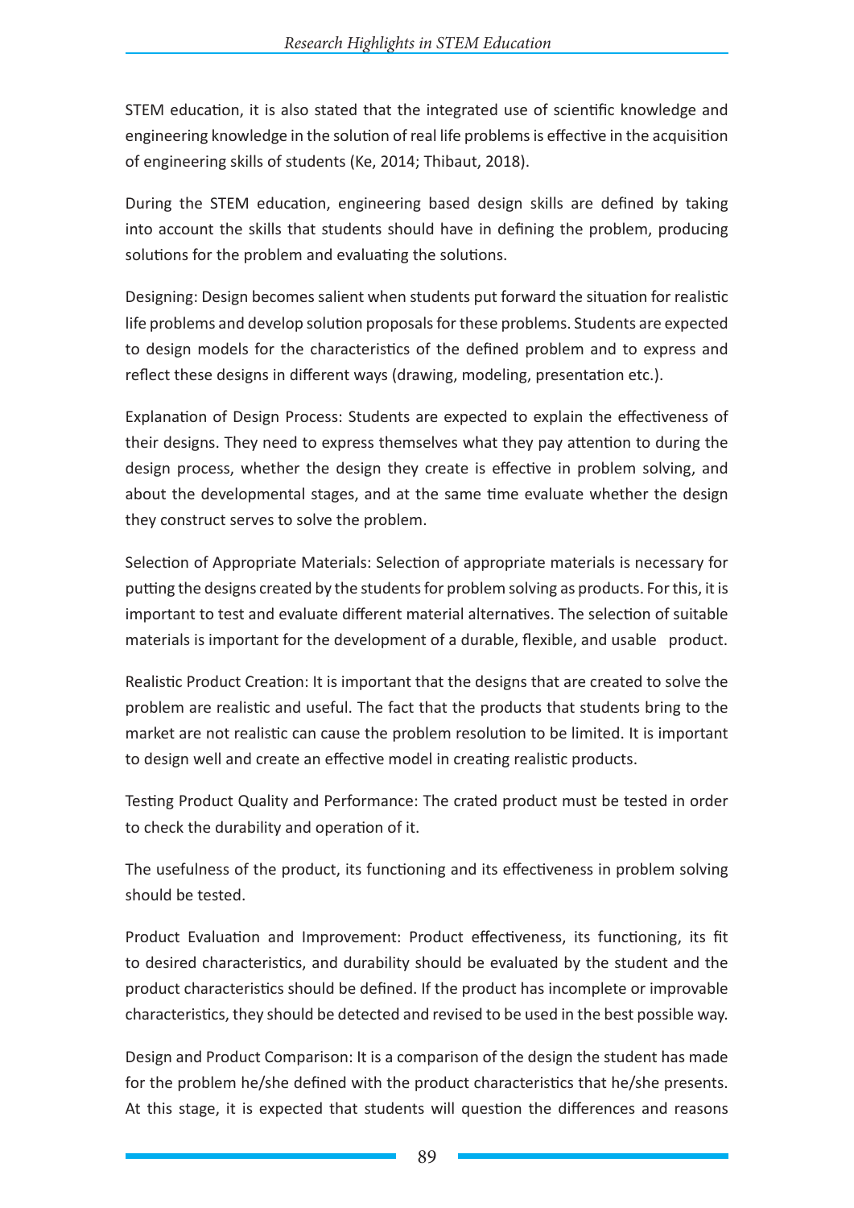STEM education, it is also stated that the integrated use of scientific knowledge and engineering knowledge in the solution of real life problems is effective in the acquisition of engineering skills of students (Ke, 2014; Thibaut, 2018).

During the STEM education, engineering based design skills are defined by taking into account the skills that students should have in defining the problem, producing solutions for the problem and evaluating the solutions.

Designing: Design becomes salient when students put forward the situation for realistic life problems and develop solution proposals for these problems. Students are expected to design models for the characteristics of the defined problem and to express and reflect these designs in different ways (drawing, modeling, presentation etc.).

Explanation of Design Process: Students are expected to explain the effectiveness of their designs. They need to express themselves what they pay attention to during the design process, whether the design they create is effective in problem solving, and about the developmental stages, and at the same time evaluate whether the design they construct serves to solve the problem.

Selection of Appropriate Materials: Selection of appropriate materials is necessary for putting the designs created by the students for problem solving as products. For this, it is important to test and evaluate different material alternatives. The selection of suitable materials is important for the development of a durable, flexible, and usable product.

Realistic Product Creation: It is important that the designs that are created to solve the problem are realistic and useful. The fact that the products that students bring to the market are not realistic can cause the problem resolution to be limited. It is important to design well and create an effective model in creating realistic products.

Testing Product Quality and Performance: The crated product must be tested in order to check the durability and operation of it.

The usefulness of the product, its functioning and its effectiveness in problem solving should be tested.

Product Evaluation and Improvement: Product effectiveness, its functioning, its fit to desired characteristics, and durability should be evaluated by the student and the product characteristics should be defined. If the product has incomplete or improvable characteristics, they should be detected and revised to be used in the best possible way.

Design and Product Comparison: It is a comparison of the design the student has made for the problem he/she defined with the product characteristics that he/she presents. At this stage, it is expected that students will question the differences and reasons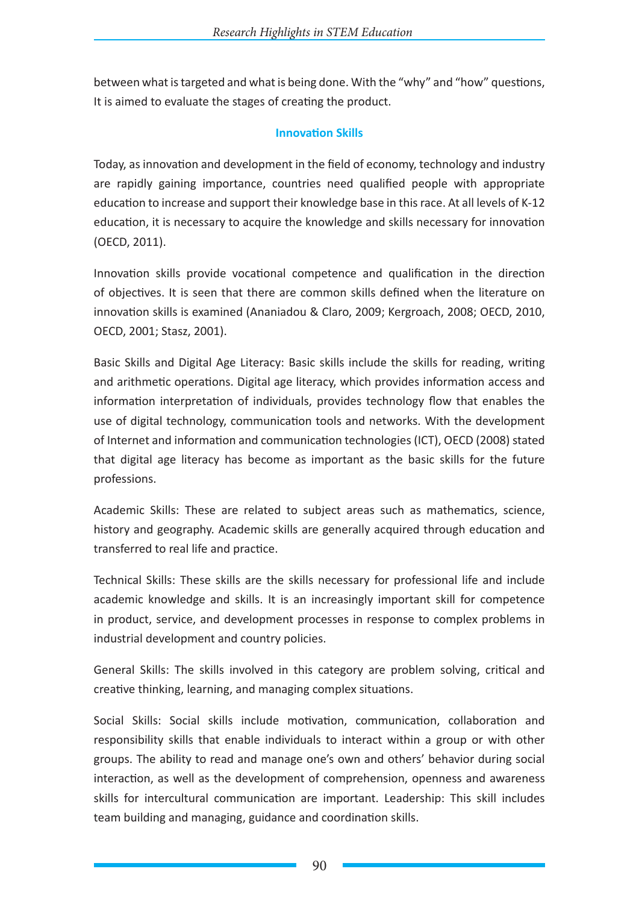between what is targeted and what is being done. With the "why" and "how" questions, It is aimed to evaluate the stages of creating the product.

### Innovation Skills

Today, as innovation and development in the field of economy, technology and industry are rapidly gaining importance, countries need qualified people with appropriate education to increase and support their knowledge base in this race. At all levels of K-12 education, it is necessary to acquire the knowledge and skills necessary for innovation (OECD, 2011).

Innovation skills provide vocational competence and qualification in the direction of objectives. It is seen that there are common skills defined when the literature on innovation skills is examined (Ananiadou & Claro, 2009; Kergroach, 2008; OECD, 2010, OECD, 2001; Stasz, 2001).

Basic Skills and Digital Age Literacy: Basic skills include the skills for reading, writing and arithmetic operations. Digital age literacy, which provides information access and information interpretation of individuals, provides technology flow that enables the use of digital technology, communication tools and networks. With the development of Internet and information and communication technologies (ICT), OECD (2008) stated that digital age literacy has become as important as the basic skills for the future professions.

Academic Skills: These are related to subject areas such as mathematics, science, history and geography. Academic skills are generally acquired through education and transferred to real life and practice.

Technical Skills: These skills are the skills necessary for professional life and include academic knowledge and skills. It is an increasingly important skill for competence in product, service, and development processes in response to complex problems in industrial development and country policies.

General Skills: The skills involved in this category are problem solving, critical and creative thinking, learning, and managing complex situations.

Social Skills: Social skills include motivation, communication, collaboration and responsibility skills that enable individuals to interact within a group or with other groups. The ability to read and manage one's own and others' behavior during social interaction, as well as the development of comprehension, openness and awareness skills for intercultural communication are important. Leadership: This skill includes team building and managing, guidance and coordination skills.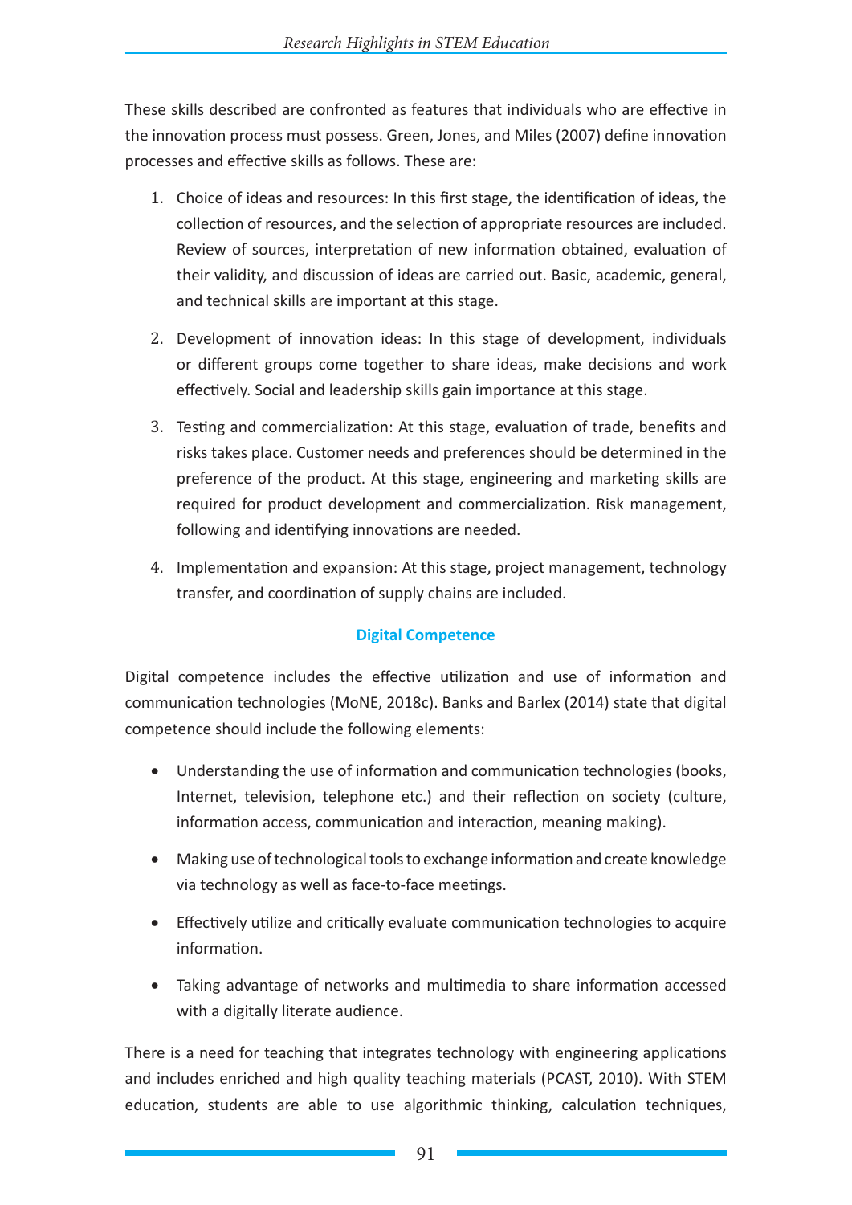These skills described are confronted as features that individuals who are effective in the innovation process must possess. Green, Jones, and Miles (2007) define innovation processes and effective skills as follows. These are:

1. Choice of ideas and resources: In this first stage, the identification of ideas, the collection of resources, and the selection of appropriate resources are included. Review of sources, interpretation of new information obtained, evaluation of their validity, and discussion of ideas are carried out. Basic, academic, general, and technical skills are important at this stage.
2. Development of innovation ideas: In this stage of development, individuals or different groups come together to share ideas, make decisions and work effectively. Social and leadership skills gain importance at this stage.
3. Testing and commercialization: At this stage, evaluation of trade, benefits and risks takes place. Customer needs and preferences should be determined in the preference of the product. At this stage, engineering and marketing skills are required for product development and commercialization. Risk management, following and identifying innovations are needed.
4. Implementation and expansion: At this stage, project management, technology transfer, and coordination of supply chains are included.

## Digital Competence

Digital competence includes the effective utilization and use of information and communication technologies (MoNE, 2018c). Banks and Barlex (2014) state that digital competence should include the following elements:

- Understanding the use of information and communication technologies (books, Internet, television, telephone etc.) and their reflection on society (culture, information access, communication and interaction, meaning making).
- Making use of technological tools to exchange information and create knowledge via technology as well as face-to-face meetings.
- Effectively utilize and critically evaluate communication technologies to acquire information.
- Taking advantage of networks and multimedia to share information accessed with a digitally literate audience.

There is a need for teaching that integrates technology with engineering applications and includes enriched and high quality teaching materials (PCAST, 2010). With STEM education, students are able to use algorithmic thinking, calculation techniques,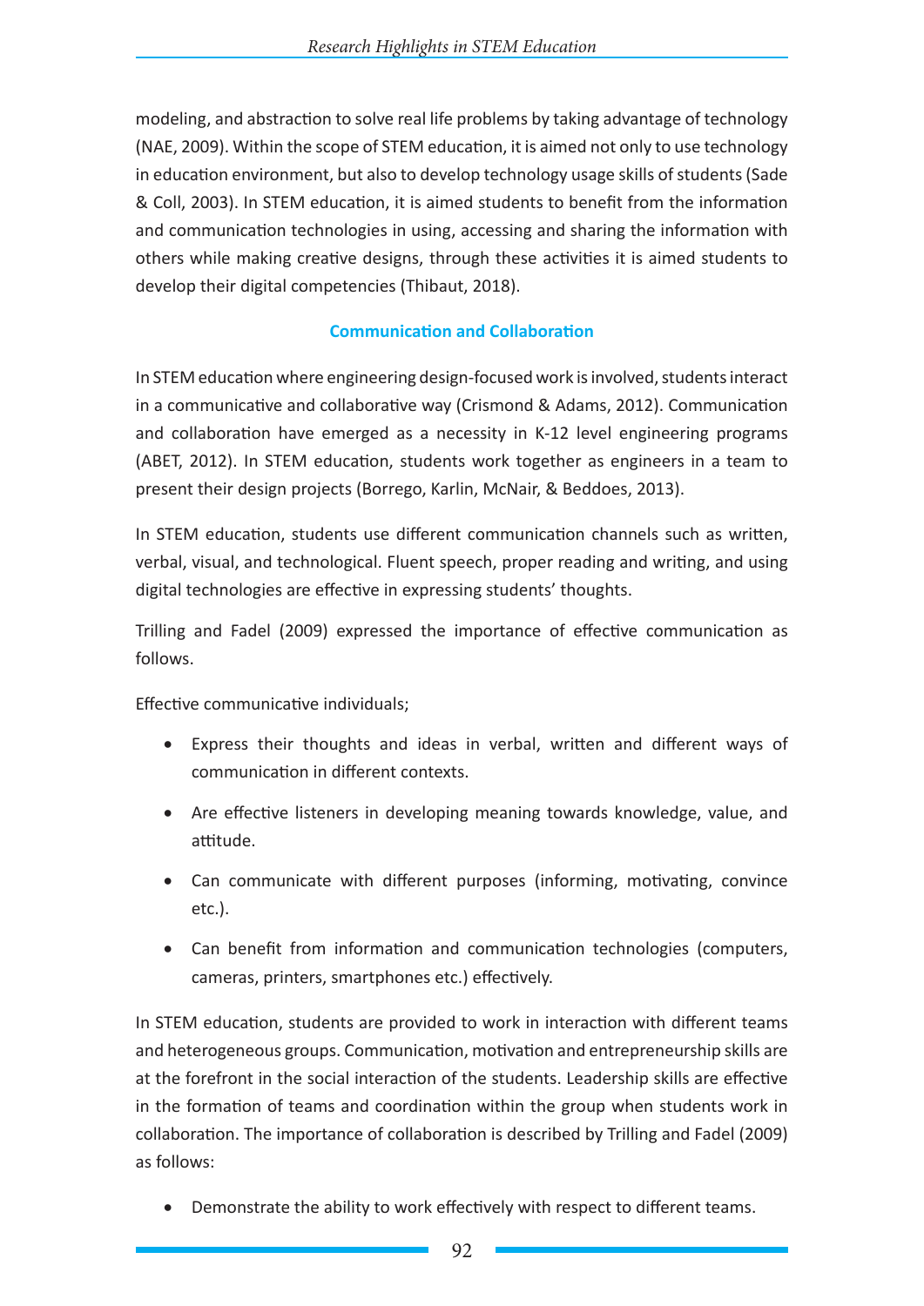modeling, and abstraction to solve real life problems by taking advantage of technology (NAE, 2009). Within the scope of STEM education, it is aimed not only to use technology in education environment, but also to develop technology usage skills of students (Sade & Coll, 2003). In STEM education, it is aimed students to benefit from the information and communication technologies in using, accessing and sharing the information with others while making creative designs, through these activities it is aimed students to develop their digital competencies (Thibaut, 2018).

## Communication and Collaboration

In STEM education where engineering design-focused work is involved, students interact in a communicative and collaborative way (Crismond & Adams, 2012). Communication and collaboration have emerged as a necessity in K-12 level engineering programs (ABET, 2012). In STEM education, students work together as engineers in a team to present their design projects (Borrego, Karlin, McNair, & Beddoes, 2013).

In STEM education, students use different communication channels such as written, verbal, visual, and technological. Fluent speech, proper reading and writing, and using digital technologies are effective in expressing students' thoughts.

Trilling and Fadel (2009) expressed the importance of effective communication as follows.

Effective communicative individuals;

- Express their thoughts and ideas in verbal, written and different ways of communication in different contexts.
- Are effective listeners in developing meaning towards knowledge, value, and attitude.
- Can communicate with different purposes (informing, motivating, convince etc.).
- Can benefit from information and communication technologies (computers, cameras, printers, smartphones etc.) effectively.

In STEM education, students are provided to work in interaction with different teams and heterogeneous groups. Communication, motivation and entrepreneurship skills are at the forefront in the social interaction of the students. Leadership skills are effective in the formation of teams and coordination within the group when students work in collaboration. The importance of collaboration is described by Trilling and Fadel (2009) as follows:

- Demonstrate the ability to work effectively with respect to different teams.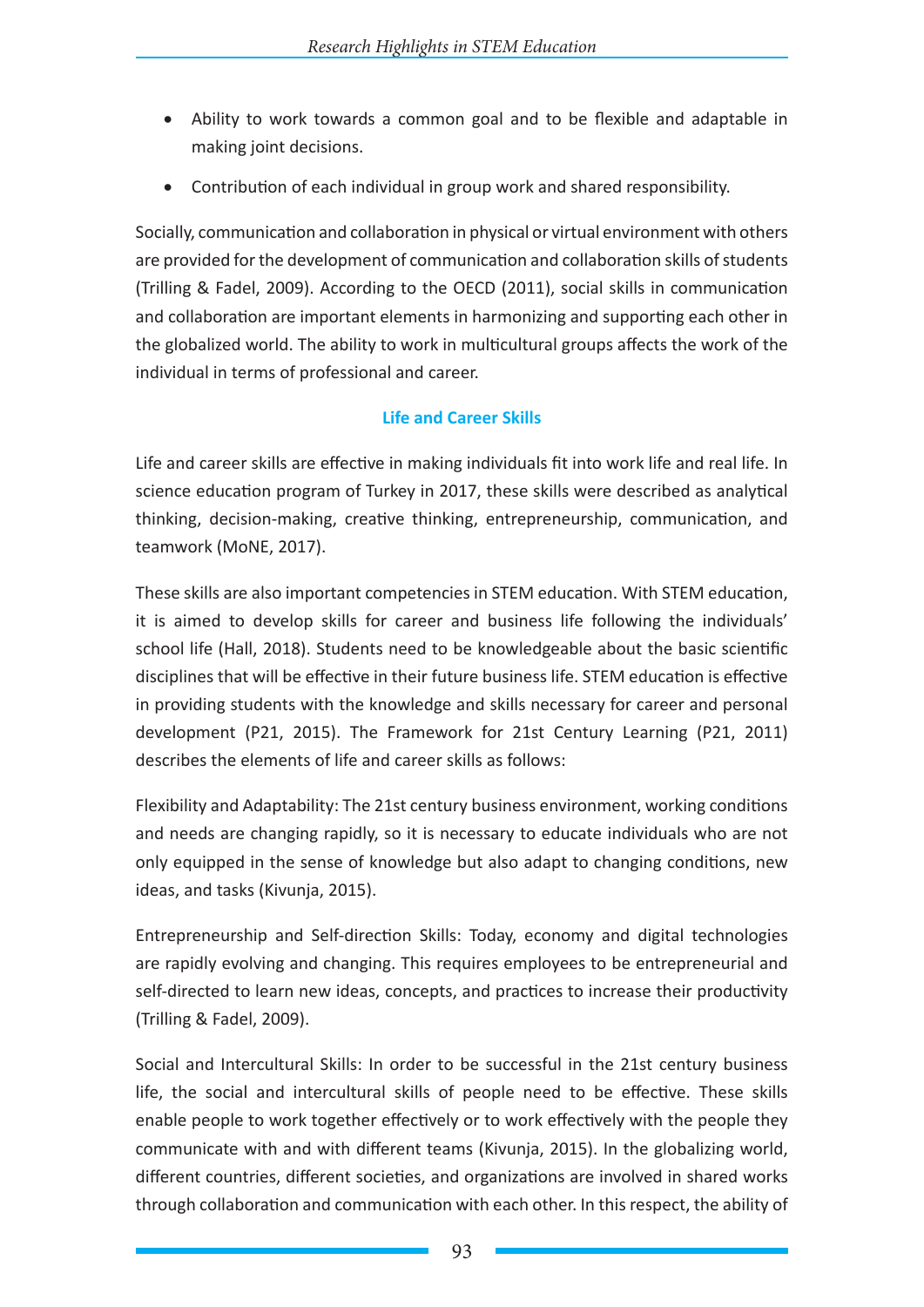- Ability to work towards a common goal and to be flexible and adaptable in making joint decisions.
- Contribution of each individual in group work and shared responsibility.

Socially, communication and collaboration in physical or virtual environment with others are provided for the development of communication and collaboration skills of students (Trilling & Fadel, 2009). According to the OECD (2011), social skills in communication and collaboration are important elements in harmonizing and supporting each other in the globalized world. The ability to work in multicultural groups affects the work of the individual in terms of professional and career.

## Life and Career Skills

Life and career skills are effective in making individuals fit into work life and real life. In science education program of Turkey in 2017, these skills were described as analytical thinking, decision-making, creative thinking, entrepreneurship, communication, and teamwork (MoNE, 2017).

These skills are also important competencies in STEM education. With STEM education, it is aimed to develop skills for career and business life following the individuals' school life (Hall, 2018). Students need to be knowledgeable about the basic scientific disciplines that will be effective in their future business life. STEM education is effective in providing students with the knowledge and skills necessary for career and personal development (P21, 2015). The Framework for 21st Century Learning (P21, 2011) describes the elements of life and career skills as follows:

Flexibility and Adaptability: The 21st century business environment, working conditions and needs are changing rapidly, so it is necessary to educate individuals who are not only equipped in the sense of knowledge but also adapt to changing conditions, new ideas, and tasks (Kivunja, 2015).

Entrepreneurship and Self-direction Skills: Today, economy and digital technologies are rapidly evolving and changing. This requires employees to be entrepreneurial and self-directed to learn new ideas, concepts, and practices to increase their productivity (Trilling & Fadel, 2009).

Social and Intercultural Skills: In order to be successful in the 21st century business life, the social and intercultural skills of people need to be effective. These skills enable people to work together effectively or to work effectively with the people they communicate with and with different teams (Kivunja, 2015). In the globalizing world, different countries, different societies, and organizations are involved in shared works through collaboration and communication with each other. In this respect, the ability of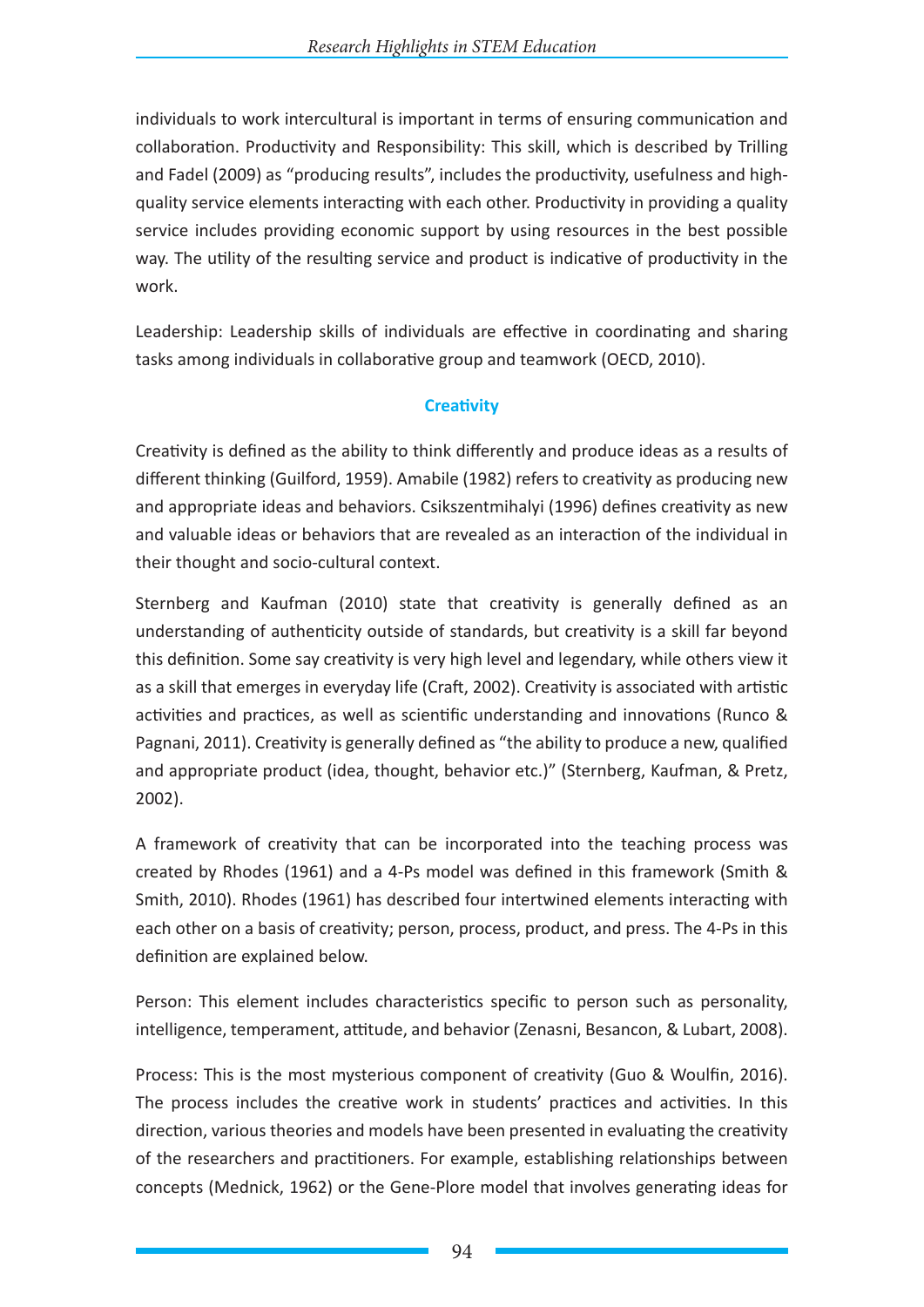individuals to work intercultural is important in terms of ensuring communication and collaboration. Productivity and Responsibility: This skill, which is described by Trilling and Fadel (2009) as "producing results", includes the productivity, usefulness and high-quality service elements interacting with each other. Productivity in providing a quality service includes providing economic support by using resources in the best possible way. The utility of the resulting service and product is indicative of productivity in the work.

Leadership: Leadership skills of individuals are effective in coordinating and sharing tasks among individuals in collaborative group and teamwork (OECD, 2010).

## Creativity

Creativity is defined as the ability to think differently and produce ideas as a results of different thinking (Guilford, 1959). Amabile (1982) refers to creativity as producing new and appropriate ideas and behaviors. Csikszentmihalyi (1996) defines creativity as new and valuable ideas or behaviors that are revealed as an interaction of the individual in their thought and socio-cultural context.

Sternberg and Kaufman (2010) state that creativity is generally defined as an understanding of authenticity outside of standards, but creativity is a skill far beyond this definition. Some say creativity is very high level and legendary, while others view it as a skill that emerges in everyday life (Craft, 2002). Creativity is associated with artistic activities and practices, as well as scientific understanding and innovations (Runco & Pagnani, 2011). Creativity is generally defined as "the ability to produce a new, qualified and appropriate product (idea, thought, behavior etc.)" (Sternberg, Kaufman, & Pretz, 2002).

A framework of creativity that can be incorporated into the teaching process was created by Rhodes (1961) and a 4-Ps model was defined in this framework (Smith & Smith, 2010). Rhodes (1961) has described four intertwined elements interacting with each other on a basis of creativity; person, process, product, and press. The 4-Ps in this definition are explained below.

Person: This element includes characteristics specific to person such as personality, intelligence, temperament, attitude, and behavior (Zenasni, Besancon, & Lubart, 2008).

Process: This is the most mysterious component of creativity (Guo & Woulfin, 2016). The process includes the creative work in students' practices and activities. In this direction, various theories and models have been presented in evaluating the creativity of the researchers and practitioners. For example, establishing relationships between concepts (Mednick, 1962) or the Gene-Plore model that involves generating ideas for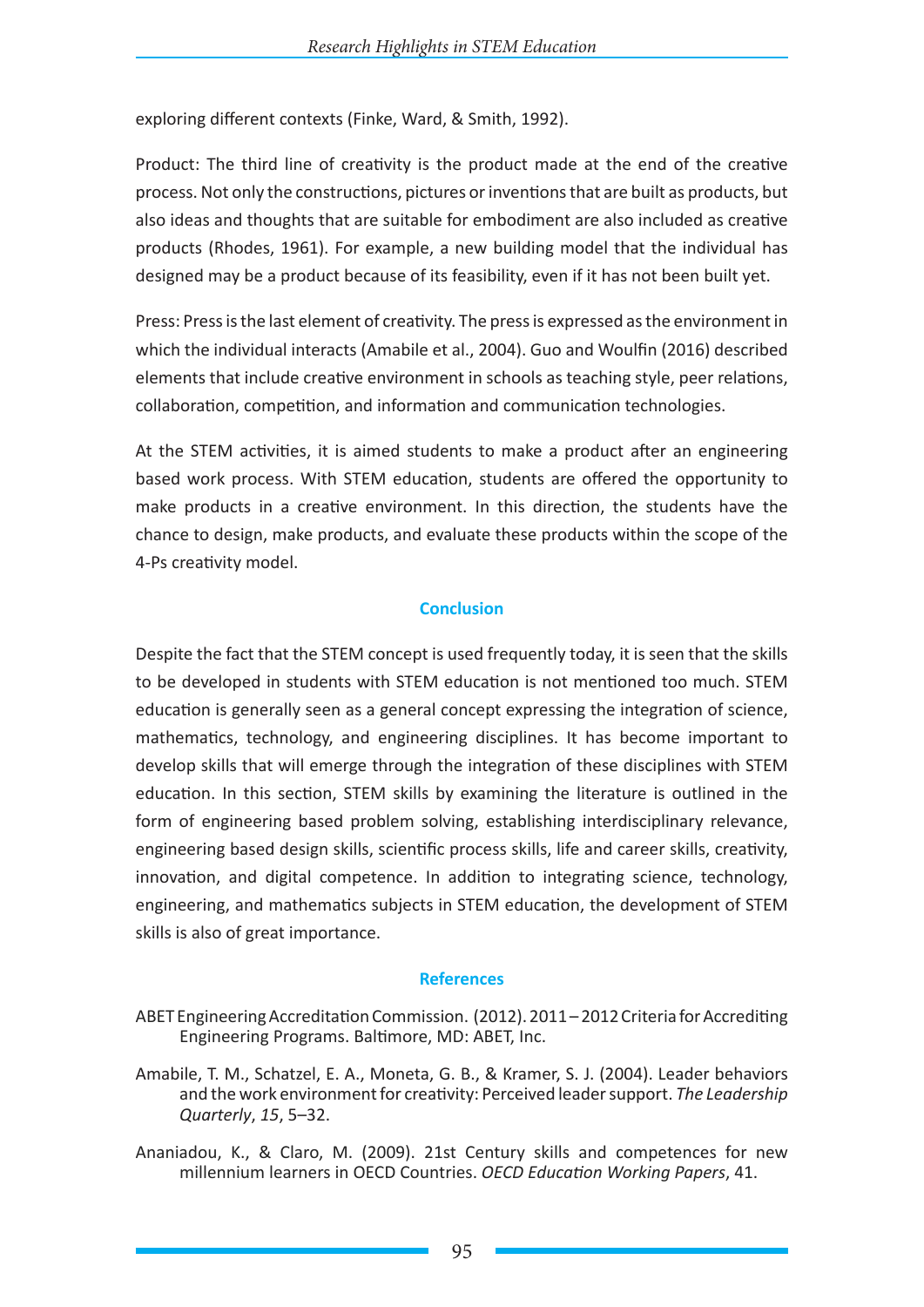exploring different contexts (Finke, Ward, & Smith, 1992).

Product: The third line of creativity is the product made at the end of the creative process. Not only the constructions, pictures or inventions that are built as products, but also ideas and thoughts that are suitable for embodiment are also included as creative products (Rhodes, 1961). For example, a new building model that the individual has designed may be a product because of its feasibility, even if it has not been built yet.

Press: Press is the last element of creativity. The press is expressed as the environment in which the individual interacts (Amabile et al., 2004). Guo and Woulfin (2016) described elements that include creative environment in schools as teaching style, peer relations, collaboration, competition, and information and communication technologies.

At the STEM activities, it is aimed students to make a product after an engineering based work process. With STEM education, students are offered the opportunity to make products in a creative environment. In this direction, the students have the chance to design, make products, and evaluate these products within the scope of the 4-Ps creativity model.

## Conclusion

Despite the fact that the STEM concept is used frequently today, it is seen that the skills to be developed in students with STEM education is not mentioned too much. STEM education is generally seen as a general concept expressing the integration of science, mathematics, technology, and engineering disciplines. It has become important to develop skills that will emerge through the integration of these disciplines with STEM education. In this section, STEM skills by examining the literature is outlined in the form of engineering based problem solving, establishing interdisciplinary relevance, engineering based design skills, scientific process skills, life and career skills, creativity, innovation, and digital competence. In addition to integrating science, technology, engineering, and mathematics subjects in STEM education, the development of STEM skills is also of great importance.

## References

ABET Engineering Accreditation Commission. (2012). 2011 – 2012 Criteria for Accrediting Engineering Programs. Baltimore, MD: ABET, Inc.

Amabile, T. M., Schatzel, E. A., Moneta, G. B., & Kramer, S. J. (2004). Leader behaviors and the work environment for creativity: Perceived leader support. *The Leadership Quarterly*, *15*, 5–32.

Ananiadou, K., & Claro, M. (2009). 21st Century skills and competences for new millennium learners in OECD Countries. *OECD Education Working Papers*, 41.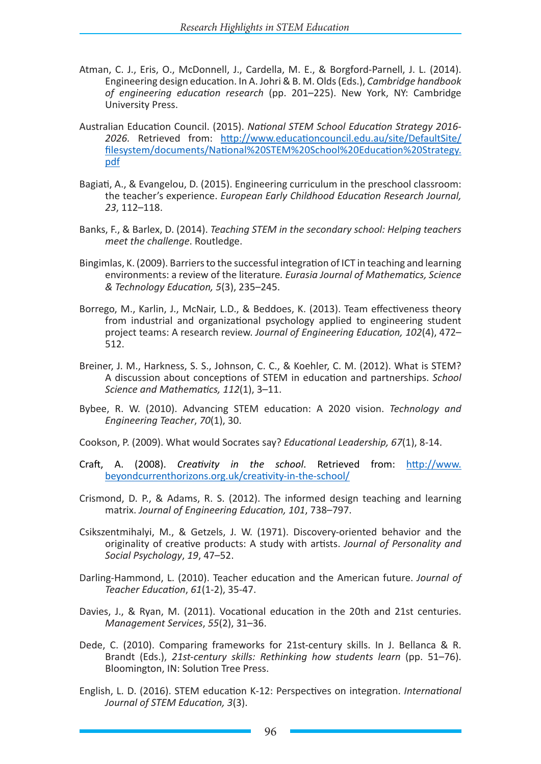Atman, C. J., Eris, O., McDonnell, J., Cardella, M. E., & Borgford-Parnell, J. L. (2014). Engineering design education. In A. Johri & B. M. Olds (Eds.), *Cambridge handbook of engineering education research* (pp. 201–225). New York, NY: Cambridge University Press.

Australian Education Council. (2015). *National STEM School Education Strategy 2016-2026.* Retrieved from: http://www.educationcouncil.edu.au/site/DefaultSite/filesystem/documents/National%20STEM%20School%20Education%20Strategy.pdf

Bagiati, A., & Evangelou, D. (2015). Engineering curriculum in the preschool classroom: the teacher's experience. *European Early Childhood Education Research Journal, 23*, 112–118.

Banks, F., & Barlex, D. (2014). *Teaching STEM in the secondary school: Helping teachers meet the challenge*. Routledge.

Bingimlas, K. (2009). Barriers to the successful integration of ICT in teaching and learning environments: a review of the literature. *Eurasia Journal of Mathematics, Science & Technology Education, 5*(3), 235–245.

Borrego, M., Karlin, J., McNair, L.D., & Beddoes, K. (2013). Team effectiveness theory from industrial and organizational psychology applied to engineering student project teams: A research review. *Journal of Engineering Education, 102*(4), 472–512.

Breiner, J. M., Harkness, S. S., Johnson, C. C., & Koehler, C. M. (2012). What is STEM? A discussion about conceptions of STEM in education and partnerships. *School Science and Mathematics, 112*(1), 3–11.

Bybee, R. W. (2010). Advancing STEM education: A 2020 vision. *Technology and Engineering Teacher*, *70*(1), 30.

Cookson, P. (2009). What would Socrates say? *Educational Leadership, 67*(1), 8-14.

Craft, A. (2008). *Creativity in the school*. Retrieved from: http://www.beyondcurrenthorizons.org.uk/creativity-in-the-school/

Crismond, D. P., & Adams, R. S. (2012). The informed design teaching and learning matrix. *Journal of Engineering Education, 101*, 738–797.

Csikszentmihalyi, M., & Getzels, J. W. (1971). Discovery-oriented behavior and the originality of creative products: A study with artists. *Journal of Personality and Social Psychology*, *19*, 47–52.

Darling-Hammond, L. (2010). Teacher education and the American future. *Journal of Teacher Education*, *61*(1-2), 35-47.

Davies, J., & Ryan, M. (2011). Vocational education in the 20th and 21st centuries. *Management Services*, *55*(2), 31–36.

Dede, C. (2010). Comparing frameworks for 21st-century skills. In J. Bellanca & R. Brandt (Eds.), *21st-century skills: Rethinking how students learn* (pp. 51–76). Bloomington, IN: Solution Tree Press.

English, L. D. (2016). STEM education K-12: Perspectives on integration. *International Journal of STEM Education, 3*(3).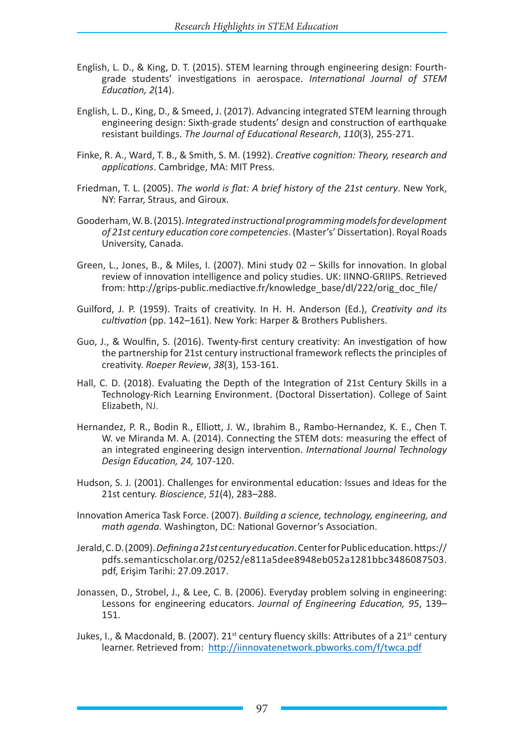English, L. D., & King, D. T. (2015). STEM learning through engineering design: Fourth-grade students' investigations in aerospace. *International Journal of STEM Education, 2*(14).

English, L. D., King, D., & Smeed, J. (2017). Advancing integrated STEM learning through engineering design: Sixth-grade students' design and construction of earthquake resistant buildings. *The Journal of Educational Research*, *110*(3), 255-271.

Finke, R. A., Ward, T. B., & Smith, S. M. (1992). *Creative cognition: Theory, research and applications*. Cambridge, MA: MIT Press.

Friedman, T. L. (2005). *The world is flat: A brief history of the 21st century*. New York, NY: Farrar, Straus, and Giroux.

Gooderham, W. B. (2015). *Integrated instructional programming models for development of 21st century education core competencies*. (Master's' Dissertation). Royal Roads University, Canada.

Green, L., Jones, B., & Miles, I. (2007). Mini study 02 – Skills for innovation. In global review of innovation intelligence and policy studies. UK: IINNO-GRIIPS. Retrieved from: http://grips-public.mediactive.fr/knowledge_base/dl/222/orig_doc_file/

Guilford, J. P. (1959). Traits of creativity. In H. H. Anderson (Ed.), *Creativity and its cultivation* (pp. 142–161). New York: Harper & Brothers Publishers.

Guo, J., & Woulfin, S. (2016). Twenty-first century creativity: An investigation of how the partnership for 21st century instructional framework reflects the principles of creativity. *Roeper Review*, *38*(3), 153-161.

Hall, C. D. (2018). Evaluating the Depth of the Integration of 21st Century Skills in a Technology-Rich Learning Environment. (Doctoral Dissertation). College of Saint Elizabeth, NJ.

Hernandez, P. R., Bodin R., Elliott, J. W., Ibrahim B., Rambo-Hernandez, K. E., Chen T. W. ve Miranda M. A. (2014). Connecting the STEM dots: measuring the effect of an integrated engineering design intervention. *International Journal Technology Design Education, 24,* 107-120.

Hudson, S. J. (2001). Challenges for environmental education: Issues and Ideas for the 21st century. *Bioscience*, *51*(4), 283–288.

Innovation America Task Force. (2007). *Building a science, technology, engineering, and math agenda.* Washington, DC: National Governor's Association.

Jerald, C. D. (2009). *Defining a 21st century education*. Center for Public education. https://pdfs.semanticscholar.org/0252/e811a5dee8948eb052a1281bbc3486087503.pdf, Erişim Tarihi: 27.09.2017.

Jonassen, D., Strobel, J., & Lee, C. B. (2006). Everyday problem solving in engineering: Lessons for engineering educators. *Journal of Engineering Education, 95*, 139–151.

Jukes, I., & Macdonald, B. (2007). 21st century fluency skills: Attributes of a 21st century learner. Retrieved from: http://iinnovatenetwork.pbworks.com/f/twca.pdf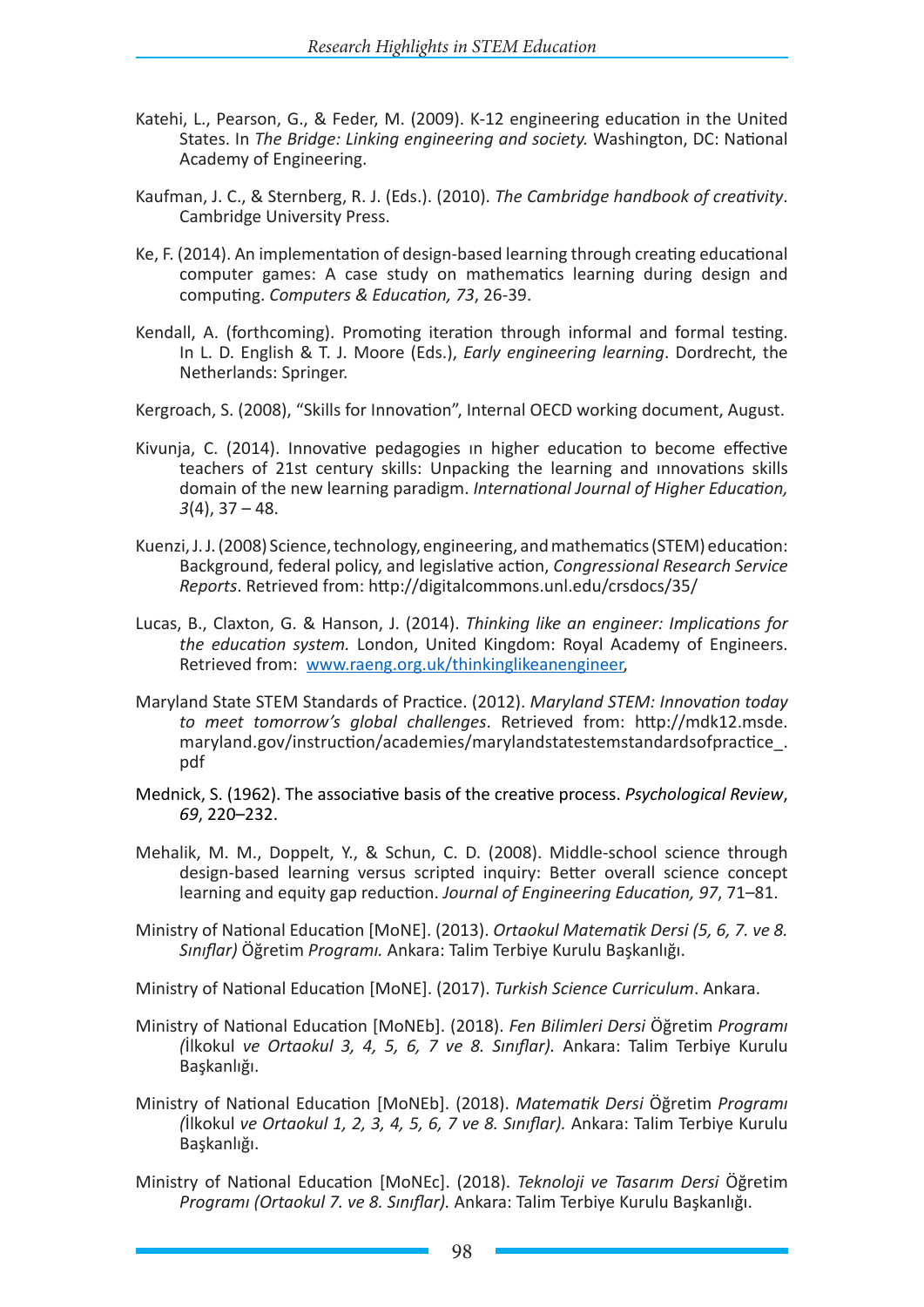Katehi, L., Pearson, G., & Feder, M. (2009). K-12 engineering education in the United States. In *The Bridge: Linking engineering and society.* Washington, DC: National Academy of Engineering.

Kaufman, J. C., & Sternberg, R. J. (Eds.). (2010). *The Cambridge handbook of creativity*. Cambridge University Press.

Ke, F. (2014). An implementation of design-based learning through creating educational computer games: A case study on mathematics learning during design and computing. *Computers & Education, 73*, 26-39.

Kendall, A. (forthcoming). Promoting iteration through informal and formal testing. In L. D. English & T. J. Moore (Eds.), *Early engineering learning*. Dordrecht, the Netherlands: Springer.

Kergroach, S. (2008), "Skills for Innovation", Internal OECD working document, August.

Kivunja, C. (2014). Innovative pedagogies ın higher education to become effective teachers of 21st century skills: Unpacking the learning and ınnovations skills domain of the new learning paradigm. *International Journal of Higher Education, 3*(4), 37 – 48.

Kuenzi, J. J. (2008) Science, technology, engineering, and mathematics (STEM) education: Background, federal policy, and legislative action, *Congressional Research Service Reports*. Retrieved from: http://digitalcommons.unl.edu/crsdocs/35/

Lucas, B., Claxton, G. & Hanson, J. (2014). *Thinking like an engineer: Implications for the education system.* London, United Kingdom: Royal Academy of Engineers. Retrieved from: [www.raeng.org.uk/thinkinglikeanengineer](http://www.raeng.org.uk/thinkinglikeanengineer),

Maryland State STEM Standards of Practice. (2012). *Maryland STEM: Innovation today to meet tomorrow's global challenges*. Retrieved from: http://mdk12.msde.maryland.gov/instruction/academies/marylandstatestemstandardsofpractice_.pdf

Mednick, S. (1962). The associative basis of the creative process. *Psychological Review*, *69*, 220–232.

Mehalik, M. M., Doppelt, Y., & Schun, C. D. (2008). Middle-school science through design-based learning versus scripted inquiry: Better overall science concept learning and equity gap reduction. *Journal of Engineering Education, 97*, 71–81.

Ministry of National Education [MoNE]. (2013). *Ortaokul Matematik Dersi (5, 6, 7. ve 8. Sınıflar)* Öğretim *Programı.* Ankara: Talim Terbiye Kurulu Başkanlığı.

Ministry of National Education [MoNE]. (2017). *Turkish Science Curriculum*. Ankara.

Ministry of National Education [MoNEb]. (2018). *Fen Bilimleri Dersi* Öğretim *Programı (*İlkokul *ve Ortaokul 3, 4, 5, 6, 7 ve 8. Sınıflar).* Ankara: Talim Terbiye Kurulu Başkanlığı.

Ministry of National Education [MoNEb]. (2018). *Matematik Dersi* Öğretim *Programı (*İlkokul *ve Ortaokul 1, 2, 3, 4, 5, 6, 7 ve 8. Sınıflar).* Ankara: Talim Terbiye Kurulu Başkanlığı.

Ministry of National Education [MoNEc]. (2018). *Teknoloji ve Tasarım Dersi* Öğretim *Programı (Ortaokul 7. ve 8. Sınıflar).* Ankara: Talim Terbiye Kurulu Başkanlığı.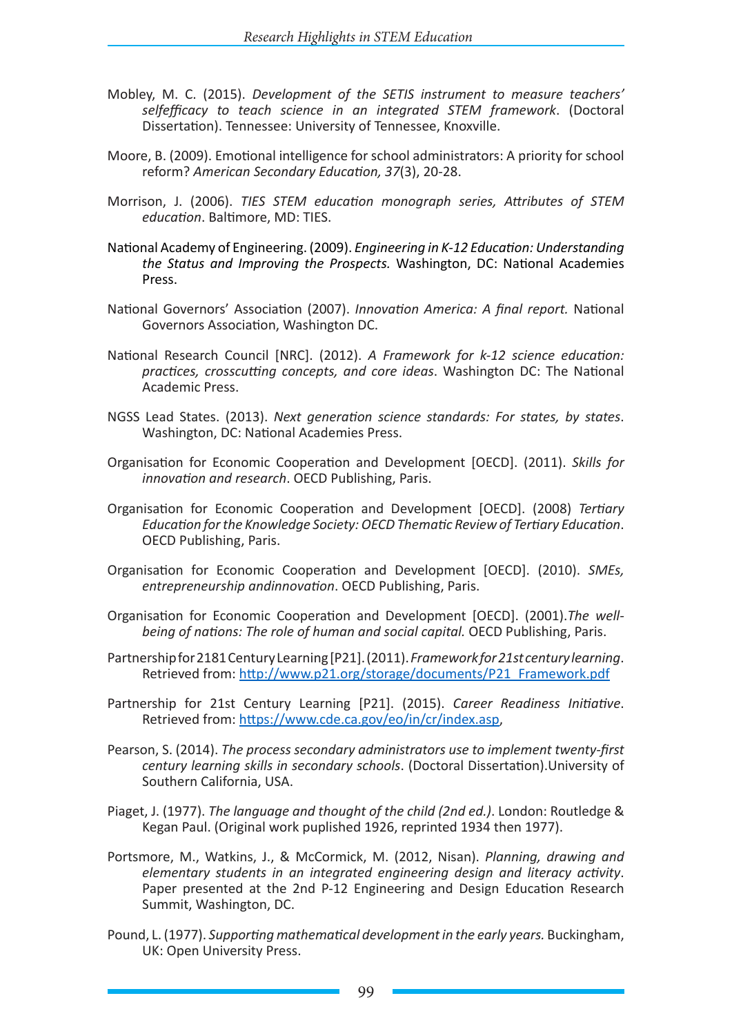Mobley, M. C. (2015). *Development of the SETIS instrument to measure teachers' selfefficacy to teach science in an integrated STEM framework*. (Doctoral Dissertation). Tennessee: University of Tennessee, Knoxville.

Moore, B. (2009). Emotional intelligence for school administrators: A priority for school reform? *American Secondary Education, 37*(3), 20-28.

Morrison, J. (2006). *TIES STEM education monograph series, Attributes of STEM education*. Baltimore, MD: TIES.

National Academy of Engineering. (2009). *Engineering in K-12 Education: Understanding the Status and Improving the Prospects.* Washington, DC: National Academies Press.

National Governors' Association (2007). *Innovation America: A final report.* National Governors Association, Washington DC.

National Research Council [NRC]. (2012). *A Framework for k-12 science education: practices, crosscutting concepts, and core ideas*. Washington DC: The National Academic Press.

NGSS Lead States. (2013). *Next generation science standards: For states, by states*. Washington, DC: National Academies Press.

Organisation for Economic Cooperation and Development [OECD]. (2011). *Skills for innovation and research*. OECD Publishing, Paris.

Organisation for Economic Cooperation and Development [OECD]. (2008) *Tertiary Education for the Knowledge Society: OECD Thematic Review of Tertiary Education*. OECD Publishing, Paris.

Organisation for Economic Cooperation and Development [OECD]. (2010). *SMEs, entrepreneurship andinnovation*. OECD Publishing, Paris.

Organisation for Economic Cooperation and Development [OECD]. (2001).*The well-being of nations: The role of human and social capital.* OECD Publishing, Paris.

Partnership for 2181 Century Learning [P21]. (2011). *Framework for 21st century learning*. Retrieved from: http://www.p21.org/storage/documents/P21_Framework.pdf

Partnership for 21st Century Learning [P21]. (2015). *Career Readiness Initiative*. Retrieved from: https://www.cde.ca.gov/eo/in/cr/index.asp,

Pearson, S. (2014). *The process secondary administrators use to implement twenty-first century learning skills in secondary schools*. (Doctoral Dissertation).University of Southern California, USA.

Piaget, J. (1977). *The language and thought of the child (2nd ed.)*. London: Routledge & Kegan Paul. (Original work puplished 1926, reprinted 1934 then 1977).

Portsmore, M., Watkins, J., & McCormick, M. (2012, Nisan). *Planning, drawing and elementary students in an integrated engineering design and literacy activity*. Paper presented at the 2nd P-12 Engineering and Design Education Research Summit, Washington, DC.

Pound, L. (1977). *Supporting mathematical development in the early years.* Buckingham, UK: Open University Press.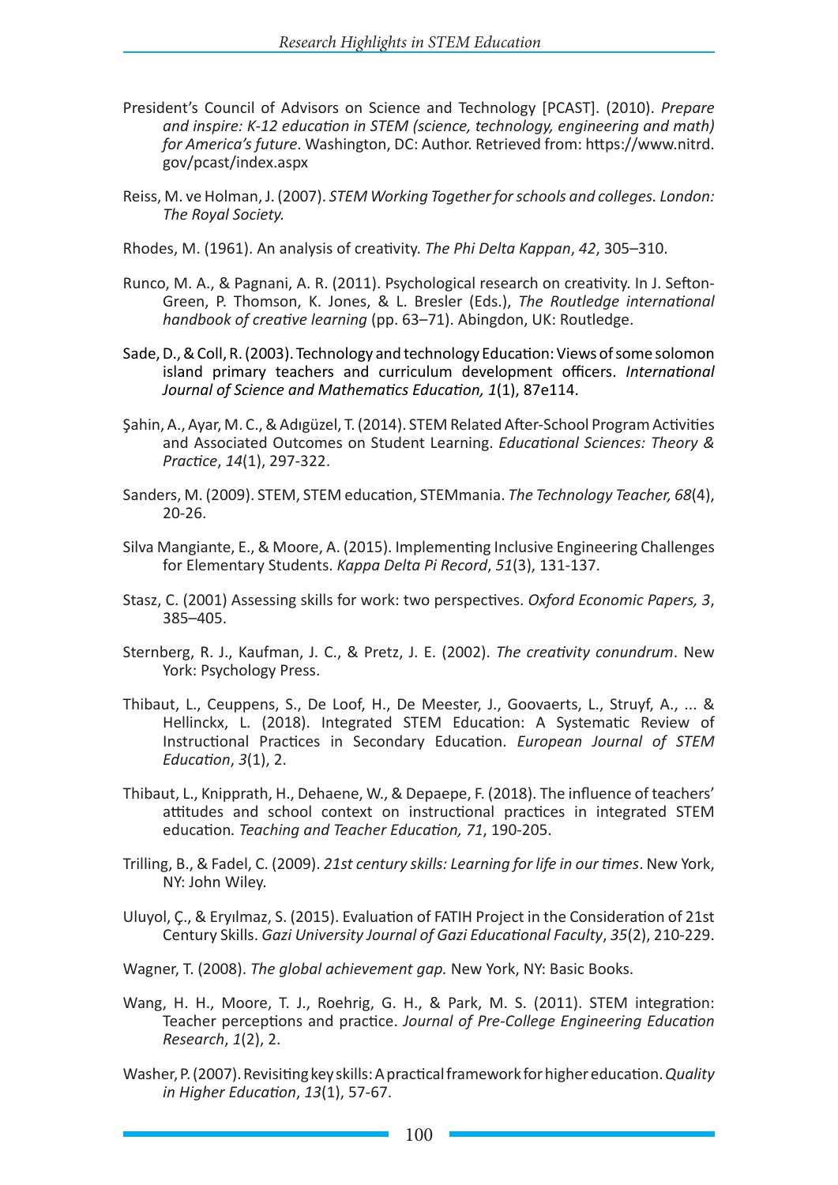President's Council of Advisors on Science and Technology [PCAST]. (2010). *Prepare and inspire: K-12 education in STEM (science, technology, engineering and math) for America's future*. Washington, DC: Author. Retrieved from: https://www.nitrd.gov/pcast/index.aspx

Reiss, M. ve Holman, J. (2007). *STEM Working Together for schools and colleges. London: The Royal Society.*

Rhodes, M. (1961). An analysis of creativity. *The Phi Delta Kappan*, *42*, 305–310.

Runco, M. A., & Pagnani, A. R. (2011). Psychological research on creativity. In J. Sefton-Green, P. Thomson, K. Jones, & L. Bresler (Eds.), *The Routledge international handbook of creative learning* (pp. 63–71). Abingdon, UK: Routledge.

Sade, D., & Coll, R. (2003). Technology and technology Education: Views of some solomon island primary teachers and curriculum development officers. *International Journal of Science and Mathematics Education, 1*(1), 87e114.

Şahin, A., Ayar, M. C., & Adıgüzel, T. (2014). STEM Related After-School Program Activities and Associated Outcomes on Student Learning. *Educational Sciences: Theory & Practice*, *14*(1), 297-322.

Sanders, M. (2009). STEM, STEM education, STEMmania. *The Technology Teacher, 68*(4), 20-26.

Silva Mangiante, E., & Moore, A. (2015). Implementing Inclusive Engineering Challenges for Elementary Students. *Kappa Delta Pi Record*, *51*(3), 131-137.

Stasz, C. (2001) Assessing skills for work: two perspectives. *Oxford Economic Papers, 3*, 385–405.

Sternberg, R. J., Kaufman, J. C., & Pretz, J. E. (2002). *The creativity conundrum*. New York: Psychology Press.

Thibaut, L., Ceuppens, S., De Loof, H., De Meester, J., Goovaerts, L., Struyf, A., ... & Hellinckx, L. (2018). Integrated STEM Education: A Systematic Review of Instructional Practices in Secondary Education. *European Journal of STEM Education*, *3*(1), 2.

Thibaut, L., Knipprath, H., Dehaene, W., & Depaepe, F. (2018). The influence of teachers' attitudes and school context on instructional practices in integrated STEM education*. Teaching and Teacher Education, 71*, 190-205.

Trilling, B., & Fadel, C. (2009). *21st century skills: Learning for life in our times*. New York, NY: John Wiley.

Uluyol, Ç., & Eryılmaz, S. (2015). Evaluation of FATIH Project in the Consideration of 21st Century Skills. *Gazi University Journal of Gazi Educational Faculty*, *35*(2), 210-229.

Wagner, T. (2008). *The global achievement gap.* New York, NY: Basic Books.

Wang, H. H., Moore, T. J., Roehrig, G. H., & Park, M. S. (2011). STEM integration: Teacher perceptions and practice. *Journal of Pre-College Engineering Education Research*, *1*(2), 2.

Washer, P. (2007). Revisiting key skills: A practical framework for higher education. *Quality in Higher Education*, *13*(1), 57-67.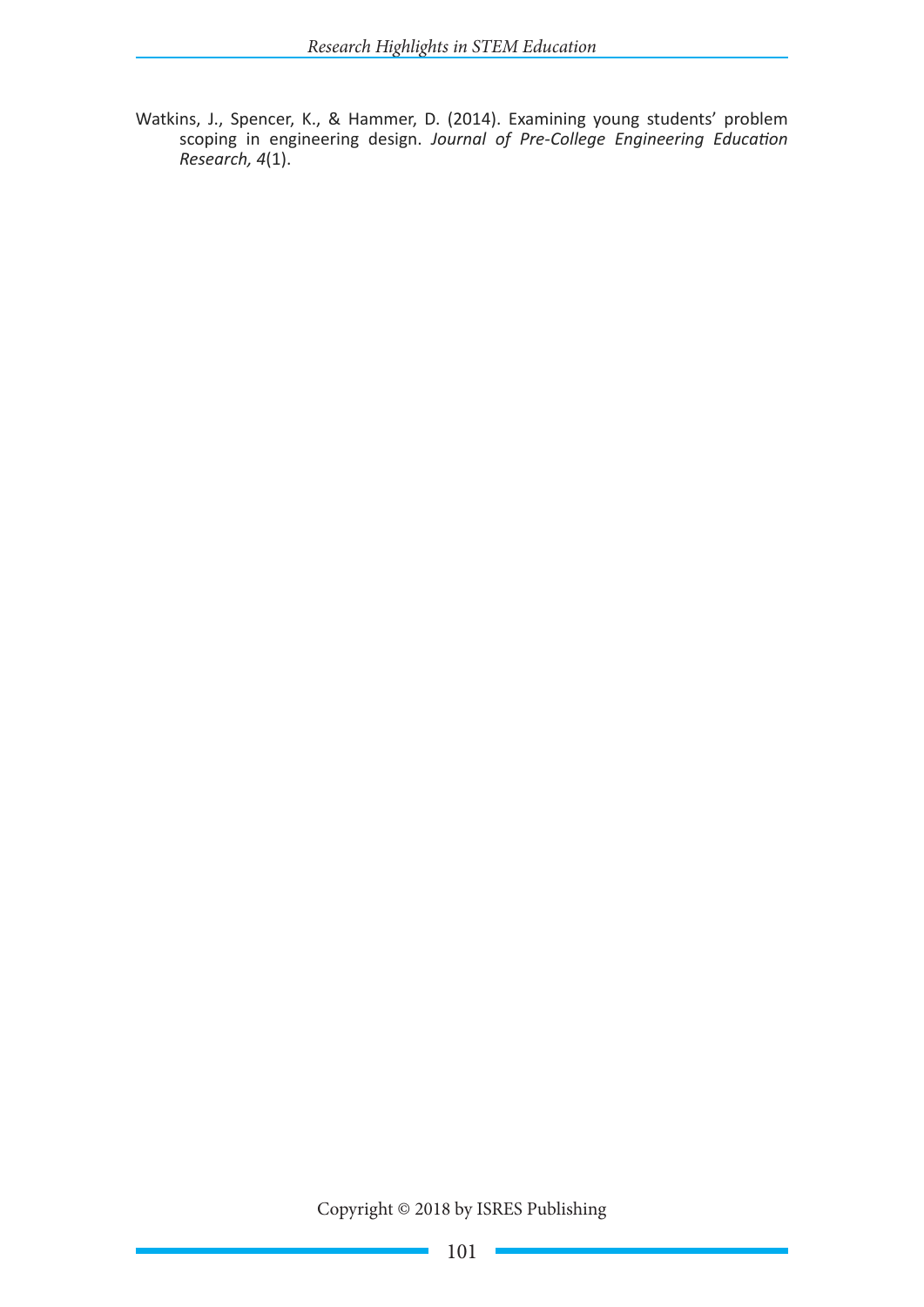Watkins, J., Spencer, K., & Hammer, D. (2014). Examining young students' problem scoping in engineering design. *Journal of Pre-College Engineering Education Research, 4*(1).